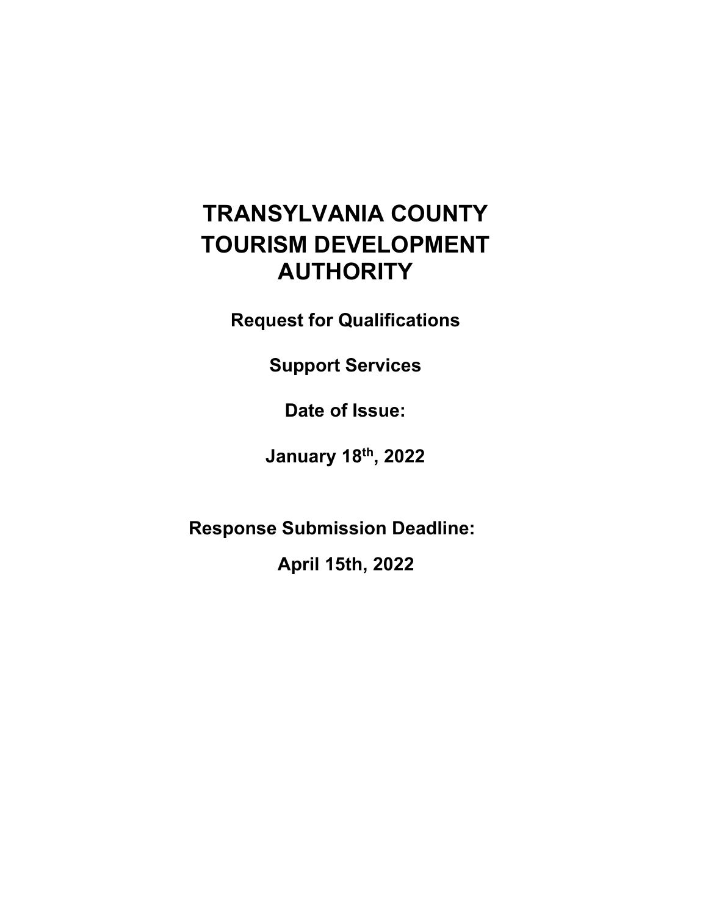# TRANSYLVANIA COUNTY TOURISM DEVELOPMENT AUTHORITY

**Request for Qualifications**

**Support Services**

**Date of Issue:**

**January 18th, 2022**

**Response Submission Deadline:**

**April 15th, 2022**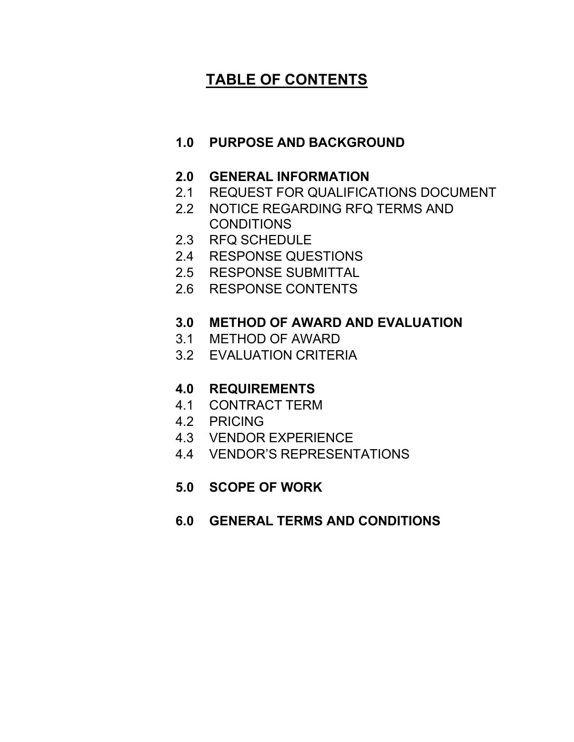# TABLE OF CONTENTS

**1.0 PURPOSE AND BACKGROUND**

**2.0 GENERAL INFORMATION**
- 2.1 REQUEST FOR QUALIFICATIONS DOCUMENT
- 2.2 NOTICE REGARDING RFQ TERMS AND CONDITIONS
- 2.3 RFQ SCHEDULE
- 2.4 RESPONSE QUESTIONS
- 2.5 RESPONSE SUBMITTAL
- 2.6 RESPONSE CONTENTS

**3.0 METHOD OF AWARD AND EVALUATION**
- 3.1 METHOD OF AWARD
- 3.2 EVALUATION CRITERIA

**4.0 REQUIREMENTS**
- 4.1 CONTRACT TERM
- 4.2 PRICING
- 4.3 VENDOR EXPERIENCE
- 4.4 VENDOR'S REPRESENTATIONS

**5.0 SCOPE OF WORK**

**6.0 GENERAL TERMS AND CONDITIONS**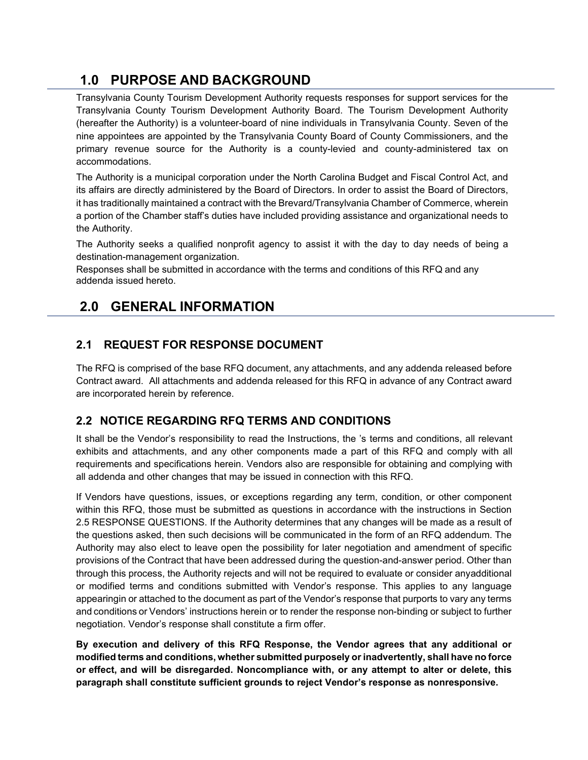# 1.0 PURPOSE AND BACKGROUND

Transylvania County Tourism Development Authority requests responses for support services for the Transylvania County Tourism Development Authority Board. The Tourism Development Authority (hereafter the Authority) is a volunteer-board of nine individuals in Transylvania County. Seven of the nine appointees are appointed by the Transylvania County Board of County Commissioners, and the primary revenue source for the Authority is a county-levied and county-administered tax on accommodations.

The Authority is a municipal corporation under the North Carolina Budget and Fiscal Control Act, and its affairs are directly administered by the Board of Directors. In order to assist the Board of Directors, it has traditionally maintained a contract with the Brevard/Transylvania Chamber of Commerce, wherein a portion of the Chamber staff's duties have included providing assistance and organizational needs to the Authority.

The Authority seeks a qualified nonprofit agency to assist it with the day to day needs of being a destination-management organization.

Responses shall be submitted in accordance with the terms and conditions of this RFQ and any addenda issued hereto.

# 2.0 GENERAL INFORMATION

## 2.1 REQUEST FOR RESPONSE DOCUMENT

The RFQ is comprised of the base RFQ document, any attachments, and any addenda released before Contract award. All attachments and addenda released for this RFQ in advance of any Contract award are incorporated herein by reference.

## 2.2 NOTICE REGARDING RFQ TERMS AND CONDITIONS

It shall be the Vendor's responsibility to read the Instructions, the 's terms and conditions, all relevant exhibits and attachments, and any other components made a part of this RFQ and comply with all requirements and specifications herein. Vendors also are responsible for obtaining and complying with all addenda and other changes that may be issued in connection with this RFQ.

If Vendors have questions, issues, or exceptions regarding any term, condition, or other component within this RFQ, those must be submitted as questions in accordance with the instructions in Section 2.5 RESPONSE QUESTIONS. If the Authority determines that any changes will be made as a result of the questions asked, then such decisions will be communicated in the form of an RFQ addendum. The Authority may also elect to leave open the possibility for later negotiation and amendment of specific provisions of the Contract that have been addressed during the question-and-answer period. Other than through this process, the Authority rejects and will not be required to evaluate or consider anyadditional or modified terms and conditions submitted with Vendor's response. This applies to any language appearingin or attached to the document as part of the Vendor's response that purports to vary any terms and conditions or Vendors' instructions herein or to render the response non-binding or subject to further negotiation. Vendor's response shall constitute a firm offer.

**By execution and delivery of this RFQ Response, the Vendor agrees that any additional or modified terms and conditions, whether submitted purposely or inadvertently, shall have no force or effect, and will be disregarded. Noncompliance with, or any attempt to alter or delete, this paragraph shall constitute sufficient grounds to reject Vendor's response as nonresponsive.**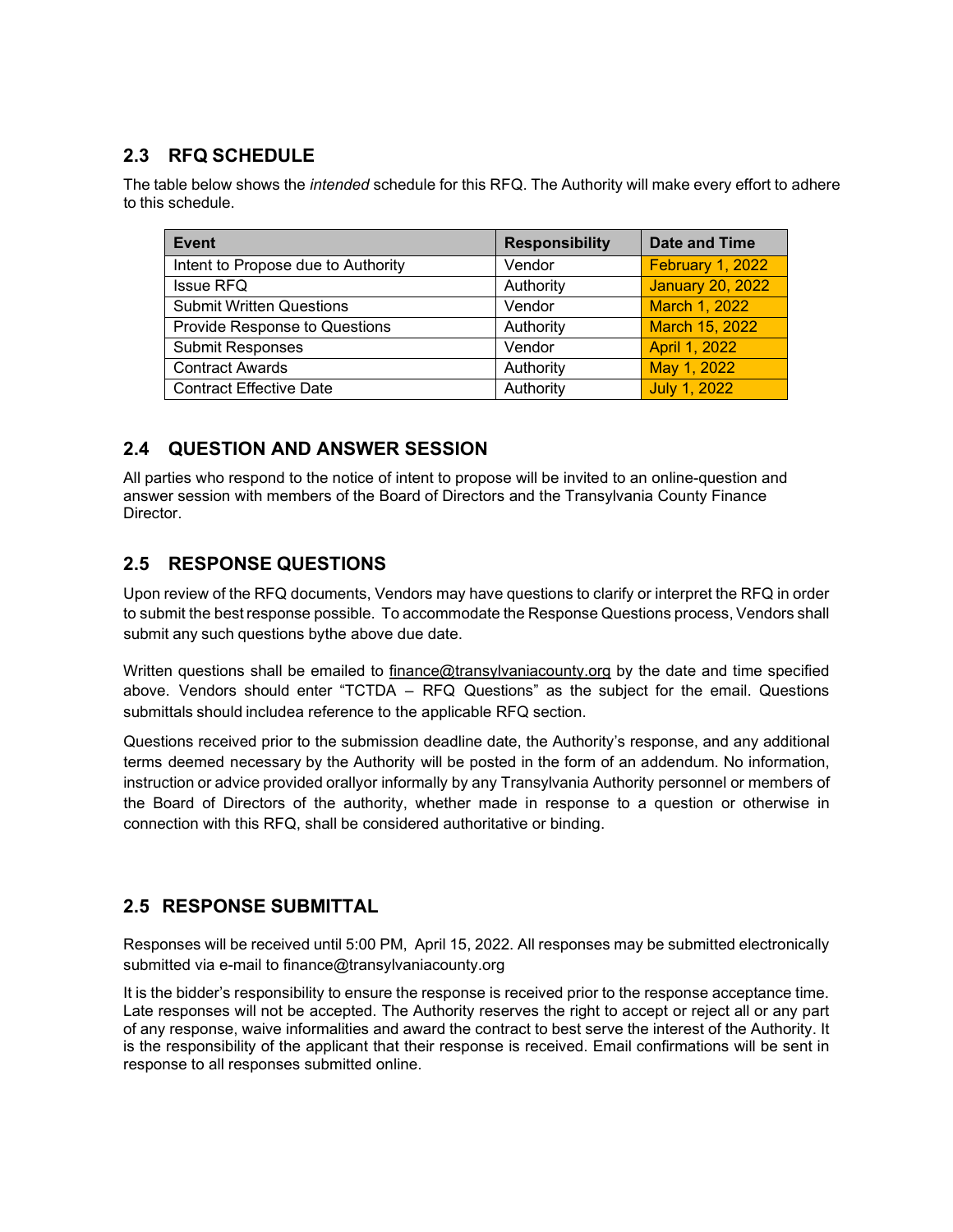## 2.3 RFQ SCHEDULE

The table below shows the *intended* schedule for this RFQ. The Authority will make every effort to adhere to this schedule.

| Event | Responsibility | Date and Time |
|---|---|---|
| Intent to Propose due to Authority | Vendor | February 1, 2022 |
| Issue RFQ | Authority | January 20, 2022 |
| Submit Written Questions | Vendor | March 1, 2022 |
| Provide Response to Questions | Authority | March 15, 2022 |
| Submit Responses | Vendor | April 1, 2022 |
| Contract Awards | Authority | May 1, 2022 |
| Contract Effective Date | Authority | July 1, 2022 |

## 2.4 QUESTION AND ANSWER SESSION

All parties who respond to the notice of intent to propose will be invited to an online-question and answer session with members of the Board of Directors and the Transylvania County Finance Director.

## 2.5 RESPONSE QUESTIONS

Upon review of the RFQ documents, Vendors may have questions to clarify or interpret the RFQ in order to submit the best response possible. To accommodate the Response Questions process, Vendors shall submit any such questions bythe above due date.

Written questions shall be emailed to finance@transylvaniacounty.org by the date and time specified above. Vendors should enter "TCTDA – RFQ Questions" as the subject for the email. Questions submittals should includea reference to the applicable RFQ section.

Questions received prior to the submission deadline date, the Authority's response, and any additional terms deemed necessary by the Authority will be posted in the form of an addendum. No information, instruction or advice provided orallyor informally by any Transylvania Authority personnel or members of the Board of Directors of the authority, whether made in response to a question or otherwise in connection with this RFQ, shall be considered authoritative or binding.

## 2.5 RESPONSE SUBMITTAL

Responses will be received until 5:00 PM, April 15, 2022. All responses may be submitted electronically submitted via e-mail to finance@transylvaniacounty.org

It is the bidder's responsibility to ensure the response is received prior to the response acceptance time. Late responses will not be accepted. The Authority reserves the right to accept or reject all or any part of any response, waive informalities and award the contract to best serve the interest of the Authority. It is the responsibility of the applicant that their response is received. Email confirmations will be sent in response to all responses submitted online.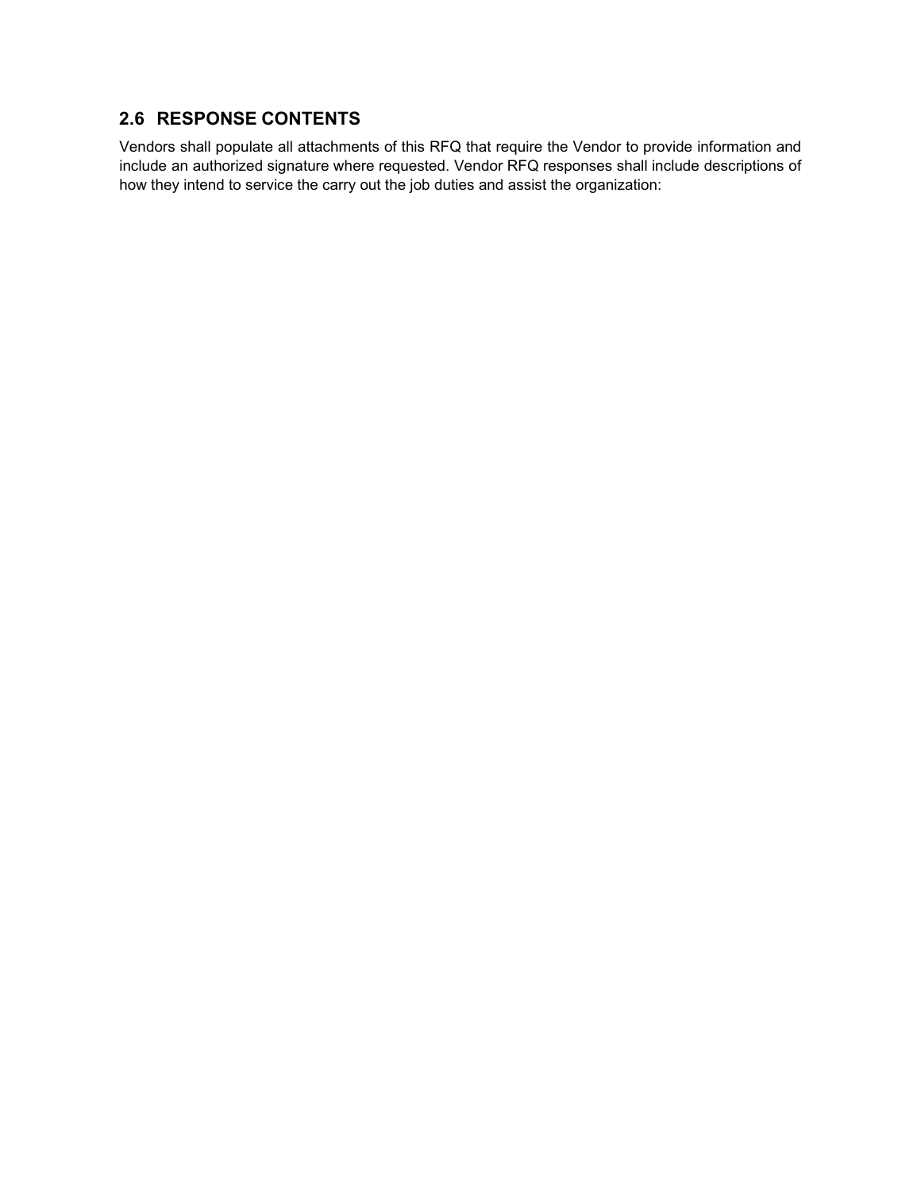## 2.6 RESPONSE CONTENTS

Vendors shall populate all attachments of this RFQ that require the Vendor to provide information and include an authorized signature where requested. Vendor RFQ responses shall include descriptions of how they intend to service the carry out the job duties and assist the organization: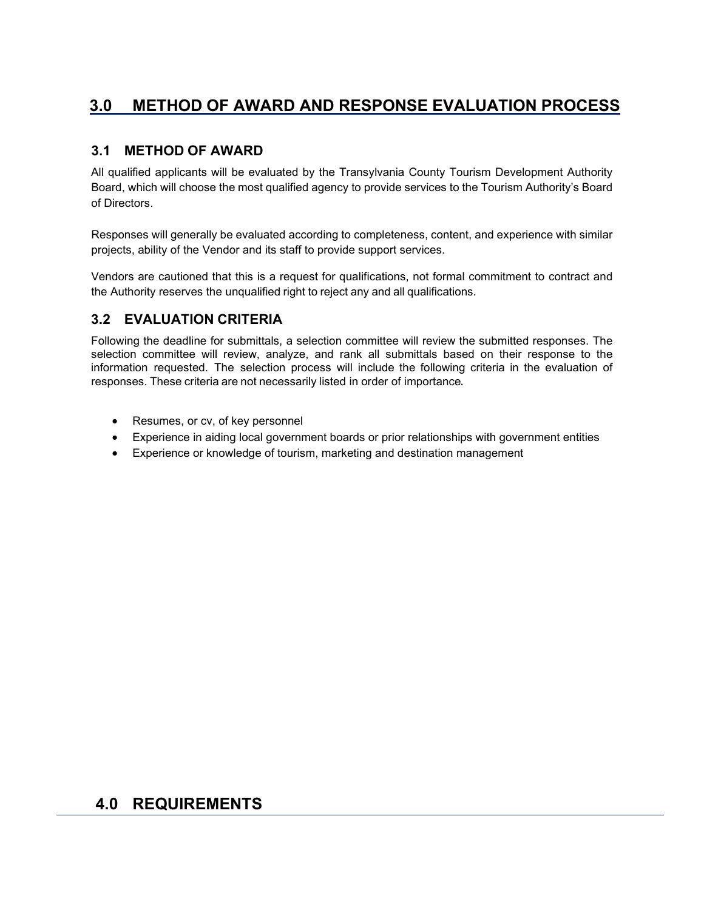## 3.0 METHOD OF AWARD AND RESPONSE EVALUATION PROCESS

### 3.1 METHOD OF AWARD

All qualified applicants will be evaluated by the Transylvania County Tourism Development Authority Board, which will choose the most qualified agency to provide services to the Tourism Authority's Board of Directors.

Responses will generally be evaluated according to completeness, content, and experience with similar projects, ability of the Vendor and its staff to provide support services.

Vendors are cautioned that this is a request for qualifications, not formal commitment to contract and the Authority reserves the unqualified right to reject any and all qualifications.

### 3.2 EVALUATION CRITERIA

Following the deadline for submittals, a selection committee will review the submitted responses. The selection committee will review, analyze, and rank all submittals based on their response to the information requested. The selection process will include the following criteria in the evaluation of responses. These criteria are not necessarily listed in order of importance.

- Resumes, or cv, of key personnel
- Experience in aiding local government boards or prior relationships with government entities
- Experience or knowledge of tourism, marketing and destination management

## 4.0 REQUIREMENTS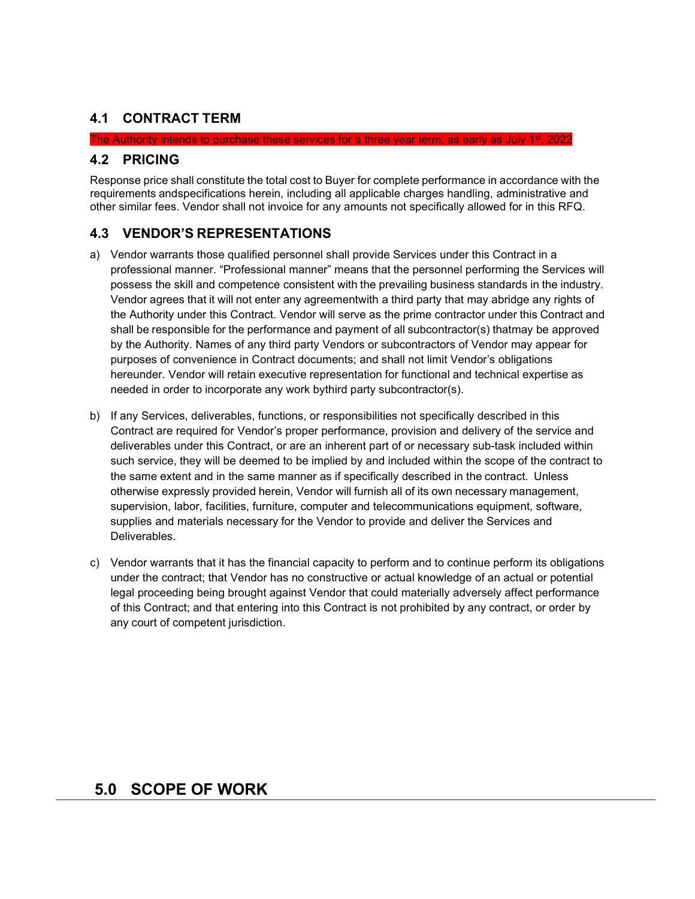## 4.1 CONTRACT TERM

The Authority intends to purchase these services for a three year term, as early as July 1st, 2022

## 4.2 PRICING

Response price shall constitute the total cost to Buyer for complete performance in accordance with the requirements andspecifications herein, including all applicable charges handling, administrative and other similar fees. Vendor shall not invoice for any amounts not specifically allowed for in this RFQ.

## 4.3 VENDOR'S REPRESENTATIONS

a) Vendor warrants those qualified personnel shall provide Services under this Contract in a professional manner. "Professional manner" means that the personnel performing the Services will possess the skill and competence consistent with the prevailing business standards in the industry. Vendor agrees that it will not enter any agreementwith a third party that may abridge any rights of the Authority under this Contract. Vendor will serve as the prime contractor under this Contract and shall be responsible for the performance and payment of all subcontractor(s) thatmay be approved by the Authority. Names of any third party Vendors or subcontractors of Vendor may appear for purposes of convenience in Contract documents; and shall not limit Vendor's obligations hereunder. Vendor will retain executive representation for functional and technical expertise as needed in order to incorporate any work bythird party subcontractor(s).

b) If any Services, deliverables, functions, or responsibilities not specifically described in this Contract are required for Vendor's proper performance, provision and delivery of the service and deliverables under this Contract, or are an inherent part of or necessary sub-task included within such service, they will be deemed to be implied by and included within the scope of the contract to the same extent and in the same manner as if specifically described in the contract. Unless otherwise expressly provided herein, Vendor will furnish all of its own necessary management, supervision, labor, facilities, furniture, computer and telecommunications equipment, software, supplies and materials necessary for the Vendor to provide and deliver the Services and Deliverables.

c) Vendor warrants that it has the financial capacity to perform and to continue perform its obligations under the contract; that Vendor has no constructive or actual knowledge of an actual or potential legal proceeding being brought against Vendor that could materially adversely affect performance of this Contract; and that entering into this Contract is not prohibited by any contract, or order by any court of competent jurisdiction.

# 5.0 SCOPE OF WORK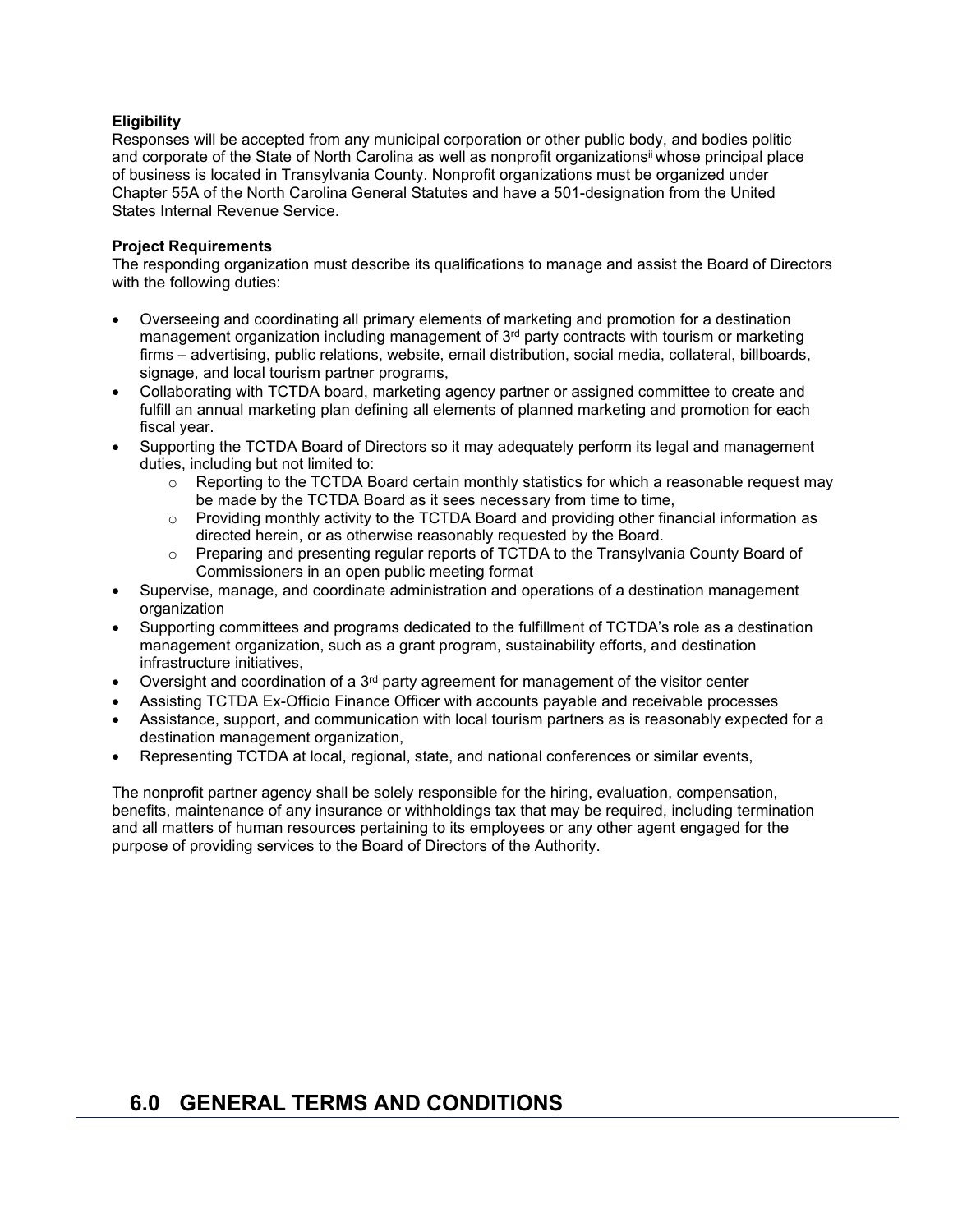**Eligibility**

Responses will be accepted from any municipal corporation or other public body, and bodies politic and corporate of the State of North Carolina as well as nonprofit organizations[ii] whose principal place of business is located in Transylvania County. Nonprofit organizations must be organized under Chapter 55A of the North Carolina General Statutes and have a 501-designation from the United States Internal Revenue Service.

**Project Requirements**

The responding organization must describe its qualifications to manage and assist the Board of Directors with the following duties:

- Overseeing and coordinating all primary elements of marketing and promotion for a destination management organization including management of 3rd party contracts with tourism or marketing firms – advertising, public relations, website, email distribution, social media, collateral, billboards, signage, and local tourism partner programs,
- Collaborating with TCTDA board, marketing agency partner or assigned committee to create and fulfill an annual marketing plan defining all elements of planned marketing and promotion for each fiscal year.
- Supporting the TCTDA Board of Directors so it may adequately perform its legal and management duties, including but not limited to:
  - Reporting to the TCTDA Board certain monthly statistics for which a reasonable request may be made by the TCTDA Board as it sees necessary from time to time,
  - Providing monthly activity to the TCTDA Board and providing other financial information as directed herein, or as otherwise reasonably requested by the Board.
  - Preparing and presenting regular reports of TCTDA to the Transylvania County Board of Commissioners in an open public meeting format
- Supervise, manage, and coordinate administration and operations of a destination management organization
- Supporting committees and programs dedicated to the fulfillment of TCTDA's role as a destination management organization, such as a grant program, sustainability efforts, and destination infrastructure initiatives,
- Oversight and coordination of a 3rd party agreement for management of the visitor center
- Assisting TCTDA Ex-Officio Finance Officer with accounts payable and receivable processes
- Assistance, support, and communication with local tourism partners as is reasonably expected for a destination management organization,
- Representing TCTDA at local, regional, state, and national conferences or similar events,

The nonprofit partner agency shall be solely responsible for the hiring, evaluation, compensation, benefits, maintenance of any insurance or withholdings tax that may be required, including termination and all matters of human resources pertaining to its employees or any other agent engaged for the purpose of providing services to the Board of Directors of the Authority.

## 6.0 GENERAL TERMS AND CONDITIONS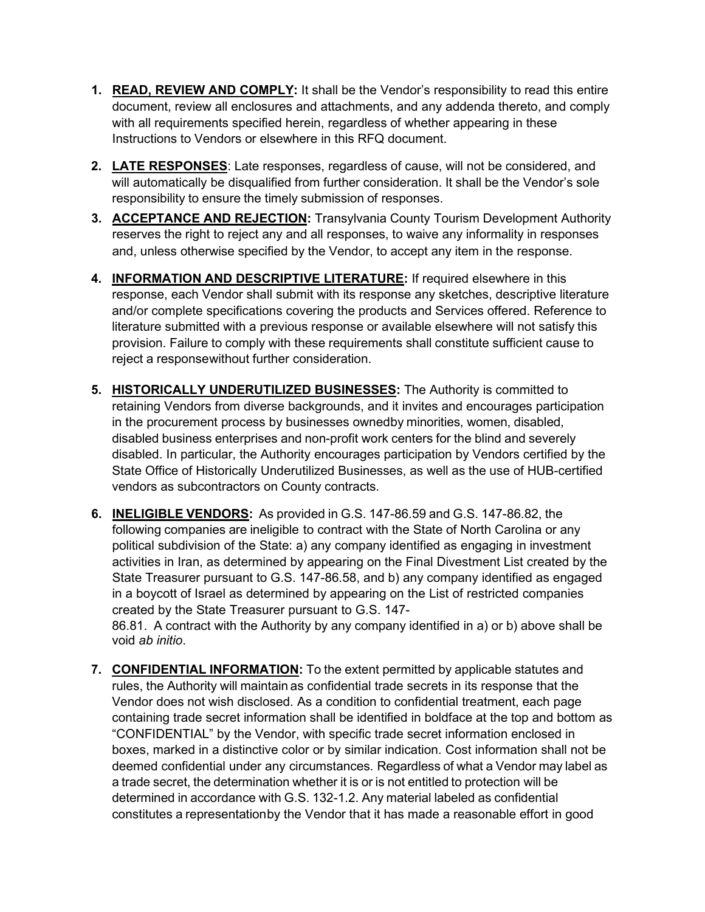1. **READ, REVIEW AND COMPLY:** It shall be the Vendor's responsibility to read this entire document, review all enclosures and attachments, and any addenda thereto, and comply with all requirements specified herein, regardless of whether appearing in these Instructions to Vendors or elsewhere in this RFQ document.

2. **LATE RESPONSES**: Late responses, regardless of cause, will not be considered, and will automatically be disqualified from further consideration. It shall be the Vendor's sole responsibility to ensure the timely submission of responses.

3. **ACCEPTANCE AND REJECTION:** Transylvania County Tourism Development Authority reserves the right to reject any and all responses, to waive any informality in responses and, unless otherwise specified by the Vendor, to accept any item in the response.

4. **INFORMATION AND DESCRIPTIVE LITERATURE:** If required elsewhere in this response, each Vendor shall submit with its response any sketches, descriptive literature and/or complete specifications covering the products and Services offered. Reference to literature submitted with a previous response or available elsewhere will not satisfy this provision. Failure to comply with these requirements shall constitute sufficient cause to reject a responsewithout further consideration.

5. **HISTORICALLY UNDERUTILIZED BUSINESSES:** The Authority is committed to retaining Vendors from diverse backgrounds, and it invites and encourages participation in the procurement process by businesses ownedby minorities, women, disabled, disabled business enterprises and non-profit work centers for the blind and severely disabled. In particular, the Authority encourages participation by Vendors certified by the State Office of Historically Underutilized Businesses, as well as the use of HUB-certified vendors as subcontractors on County contracts.

6. **INELIGIBLE VENDORS:** As provided in G.S. 147-86.59 and G.S. 147-86.82, the following companies are ineligible to contract with the State of North Carolina or any political subdivision of the State: a) any company identified as engaging in investment activities in Iran, as determined by appearing on the Final Divestment List created by the State Treasurer pursuant to G.S. 147-86.58, and b) any company identified as engaged in a boycott of Israel as determined by appearing on the List of restricted companies created by the State Treasurer pursuant to G.S. 147-86.81. A contract with the Authority by any company identified in a) or b) above shall be void *ab initio*.

7. **CONFIDENTIAL INFORMATION:** To the extent permitted by applicable statutes and rules, the Authority will maintain as confidential trade secrets in its response that the Vendor does not wish disclosed. As a condition to confidential treatment, each page containing trade secret information shall be identified in boldface at the top and bottom as "CONFIDENTIAL" by the Vendor, with specific trade secret information enclosed in boxes, marked in a distinctive color or by similar indication. Cost information shall not be deemed confidential under any circumstances. Regardless of what a Vendor may label as a trade secret, the determination whether it is or is not entitled to protection will be determined in accordance with G.S. 132-1.2. Any material labeled as confidential constitutes a representationby the Vendor that it has made a reasonable effort in good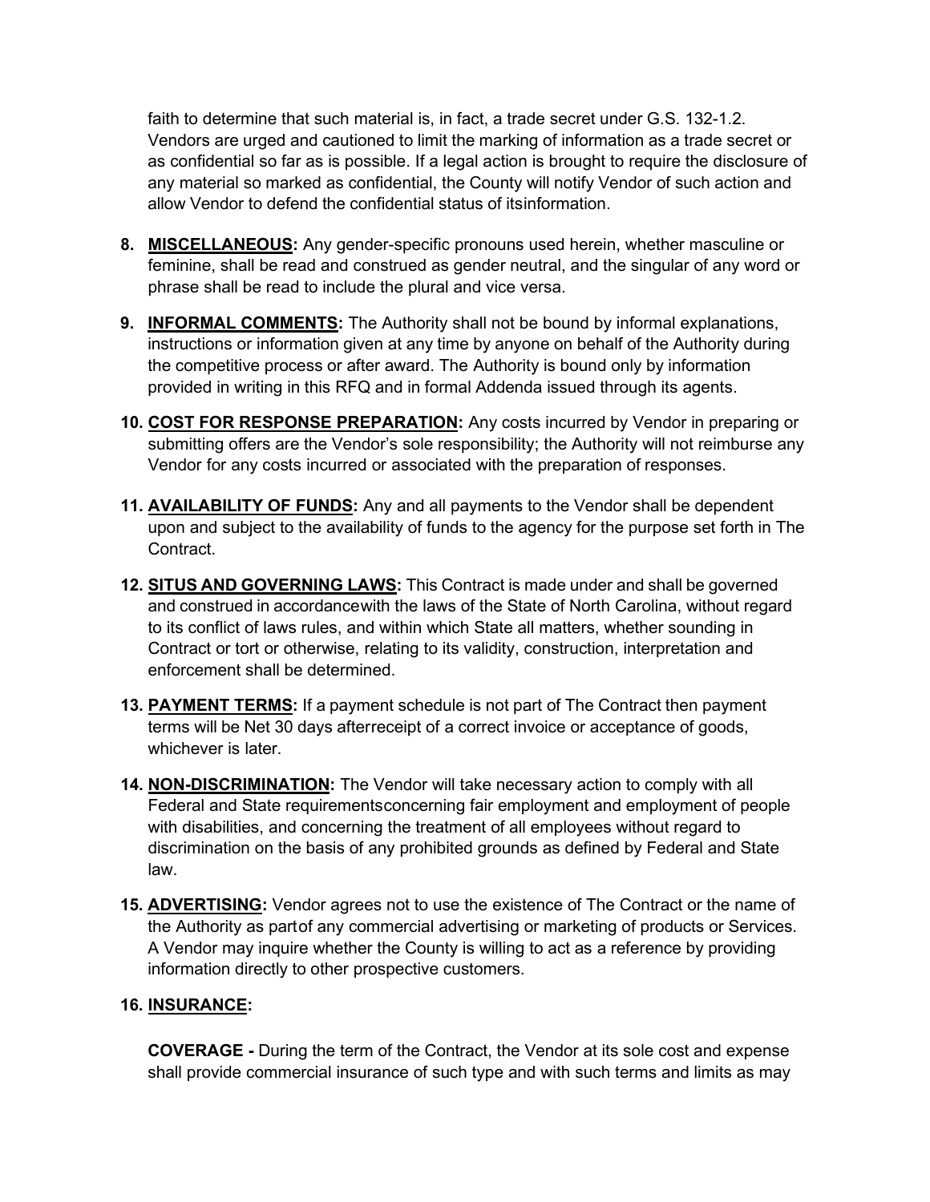faith to determine that such material is, in fact, a trade secret under G.S. 132-1.2. Vendors are urged and cautioned to limit the marking of information as a trade secret or as confidential so far as is possible. If a legal action is brought to require the disclosure of any material so marked as confidential, the County will notify Vendor of such action and allow Vendor to defend the confidential status of itsinformation.

8. **MISCELLANEOUS:** Any gender-specific pronouns used herein, whether masculine or feminine, shall be read and construed as gender neutral, and the singular of any word or phrase shall be read to include the plural and vice versa.

9. **INFORMAL COMMENTS:** The Authority shall not be bound by informal explanations, instructions or information given at any time by anyone on behalf of the Authority during the competitive process or after award. The Authority is bound only by information provided in writing in this RFQ and in formal Addenda issued through its agents.

10. **COST FOR RESPONSE PREPARATION:** Any costs incurred by Vendor in preparing or submitting offers are the Vendor's sole responsibility; the Authority will not reimburse any Vendor for any costs incurred or associated with the preparation of responses.

11. **AVAILABILITY OF FUNDS:** Any and all payments to the Vendor shall be dependent upon and subject to the availability of funds to the agency for the purpose set forth in The Contract.

12. **SITUS AND GOVERNING LAWS:** This Contract is made under and shall be governed and construed in accordancewith the laws of the State of North Carolina, without regard to its conflict of laws rules, and within which State all matters, whether sounding in Contract or tort or otherwise, relating to its validity, construction, interpretation and enforcement shall be determined.

13. **PAYMENT TERMS:** If a payment schedule is not part of The Contract then payment terms will be Net 30 days afterreceipt of a correct invoice or acceptance of goods, whichever is later.

14. **NON-DISCRIMINATION:** The Vendor will take necessary action to comply with all Federal and State requirementsconcerning fair employment and employment of people with disabilities, and concerning the treatment of all employees without regard to discrimination on the basis of any prohibited grounds as defined by Federal and State law.

15. **ADVERTISING:** Vendor agrees not to use the existence of The Contract or the name of the Authority as partof any commercial advertising or marketing of products or Services. A Vendor may inquire whether the County is willing to act as a reference by providing information directly to other prospective customers.

16. **INSURANCE:**

**COVERAGE -** During the term of the Contract, the Vendor at its sole cost and expense shall provide commercial insurance of such type and with such terms and limits as may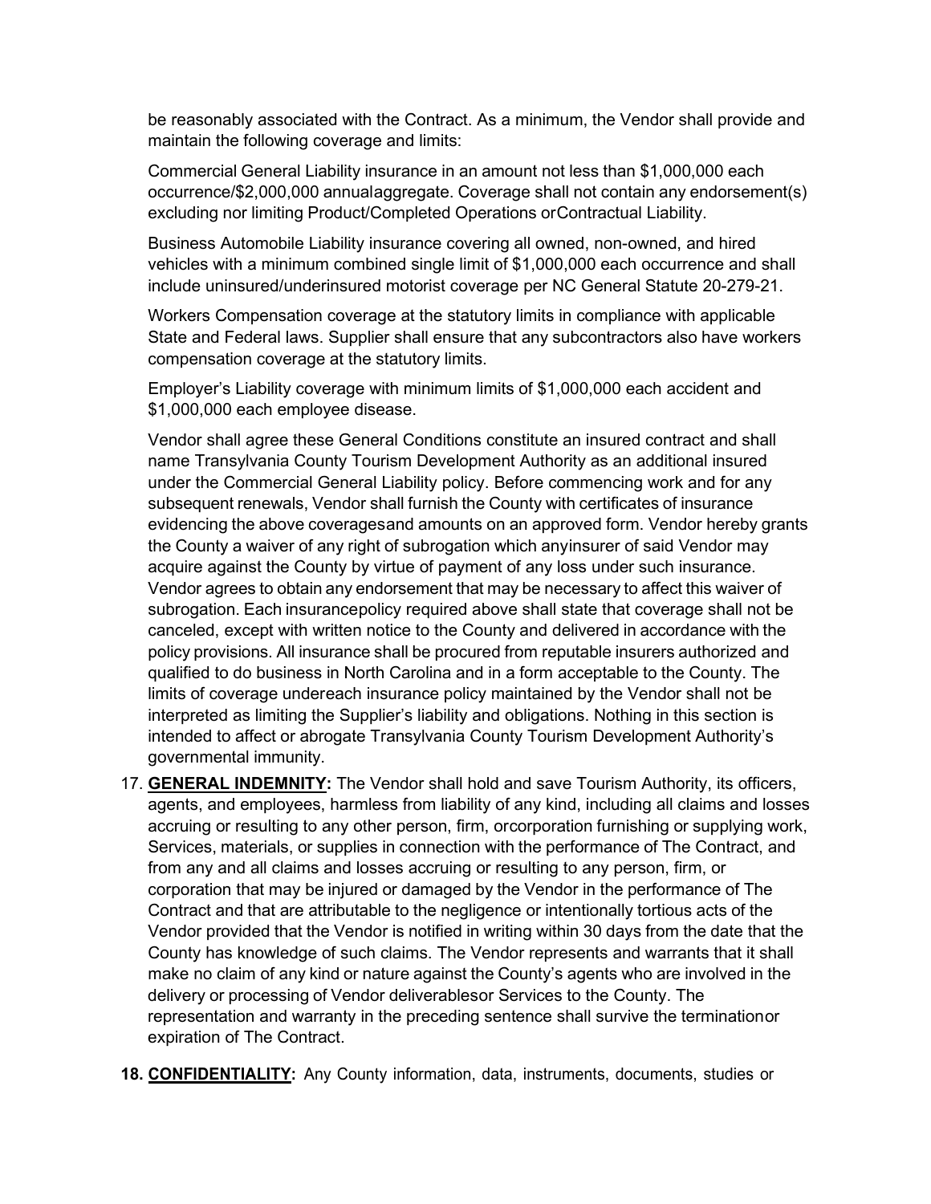be reasonably associated with the Contract. As a minimum, the Vendor shall provide and maintain the following coverage and limits:

Commercial General Liability insurance in an amount not less than $1,000,000 each occurrence/$2,000,000 annualaggregate. Coverage shall not contain any endorsement(s) excluding nor limiting Product/Completed Operations orContractual Liability.

Business Automobile Liability insurance covering all owned, non-owned, and hired vehicles with a minimum combined single limit of $1,000,000 each occurrence and shall include uninsured/underinsured motorist coverage per NC General Statute 20-279-21.

Workers Compensation coverage at the statutory limits in compliance with applicable State and Federal laws. Supplier shall ensure that any subcontractors also have workers compensation coverage at the statutory limits.

Employer's Liability coverage with minimum limits of $1,000,000 each accident and $1,000,000 each employee disease.

Vendor shall agree these General Conditions constitute an insured contract and shall name Transylvania County Tourism Development Authority as an additional insured under the Commercial General Liability policy. Before commencing work and for any subsequent renewals, Vendor shall furnish the County with certificates of insurance evidencing the above coveragesand amounts on an approved form. Vendor hereby grants the County a waiver of any right of subrogation which anyinsurer of said Vendor may acquire against the County by virtue of payment of any loss under such insurance. Vendor agrees to obtain any endorsement that may be necessary to affect this waiver of subrogation. Each insurancepolicy required above shall state that coverage shall not be canceled, except with written notice to the County and delivered in accordance with the policy provisions. All insurance shall be procured from reputable insurers authorized and qualified to do business in North Carolina and in a form acceptable to the County. The limits of coverage undereach insurance policy maintained by the Vendor shall not be interpreted as limiting the Supplier's liability and obligations. Nothing in this section is intended to affect or abrogate Transylvania County Tourism Development Authority's governmental immunity.

17. **GENERAL INDEMNITY:** The Vendor shall hold and save Tourism Authority, its officers, agents, and employees, harmless from liability of any kind, including all claims and losses accruing or resulting to any other person, firm, orcorporation furnishing or supplying work, Services, materials, or supplies in connection with the performance of The Contract, and from any and all claims and losses accruing or resulting to any person, firm, or corporation that may be injured or damaged by the Vendor in the performance of The Contract and that are attributable to the negligence or intentionally tortious acts of the Vendor provided that the Vendor is notified in writing within 30 days from the date that the County has knowledge of such claims. The Vendor represents and warrants that it shall make no claim of any kind or nature against the County's agents who are involved in the delivery or processing of Vendor deliverablesor Services to the County. The representation and warranty in the preceding sentence shall survive the terminationor expiration of The Contract.

18. **CONFIDENTIALITY:** Any County information, data, instruments, documents, studies or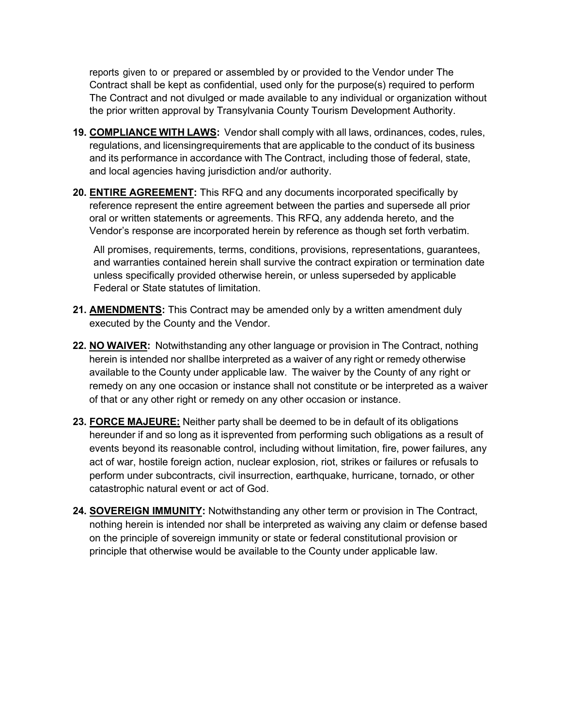reports given to or prepared or assembled by or provided to the Vendor under The Contract shall be kept as confidential, used only for the purpose(s) required to perform The Contract and not divulged or made available to any individual or organization without the prior written approval by Transylvania County Tourism Development Authority.

19. **COMPLIANCE WITH LAWS:** Vendor shall comply with all laws, ordinances, codes, rules, regulations, and licensingrequirements that are applicable to the conduct of its business and its performance in accordance with The Contract, including those of federal, state, and local agencies having jurisdiction and/or authority.

20. **ENTIRE AGREEMENT:** This RFQ and any documents incorporated specifically by reference represent the entire agreement between the parties and supersede all prior oral or written statements or agreements. This RFQ, any addenda hereto, and the Vendor's response are incorporated herein by reference as though set forth verbatim.

    All promises, requirements, terms, conditions, provisions, representations, guarantees, and warranties contained herein shall survive the contract expiration or termination date unless specifically provided otherwise herein, or unless superseded by applicable Federal or State statutes of limitation.

21. **AMENDMENTS:** This Contract may be amended only by a written amendment duly executed by the County and the Vendor.

22. **NO WAIVER:** Notwithstanding any other language or provision in The Contract, nothing herein is intended nor shallbe interpreted as a waiver of any right or remedy otherwise available to the County under applicable law. The waiver by the County of any right or remedy on any one occasion or instance shall not constitute or be interpreted as a waiver of that or any other right or remedy on any other occasion or instance.

23. **FORCE MAJEURE:** Neither party shall be deemed to be in default of its obligations hereunder if and so long as it isprevented from performing such obligations as a result of events beyond its reasonable control, including without limitation, fire, power failures, any act of war, hostile foreign action, nuclear explosion, riot, strikes or failures or refusals to perform under subcontracts, civil insurrection, earthquake, hurricane, tornado, or other catastrophic natural event or act of God.

24. **SOVEREIGN IMMUNITY:** Notwithstanding any other term or provision in The Contract, nothing herein is intended nor shall be interpreted as waiving any claim or defense based on the principle of sovereign immunity or state or federal constitutional provision or principle that otherwise would be available to the County under applicable law.